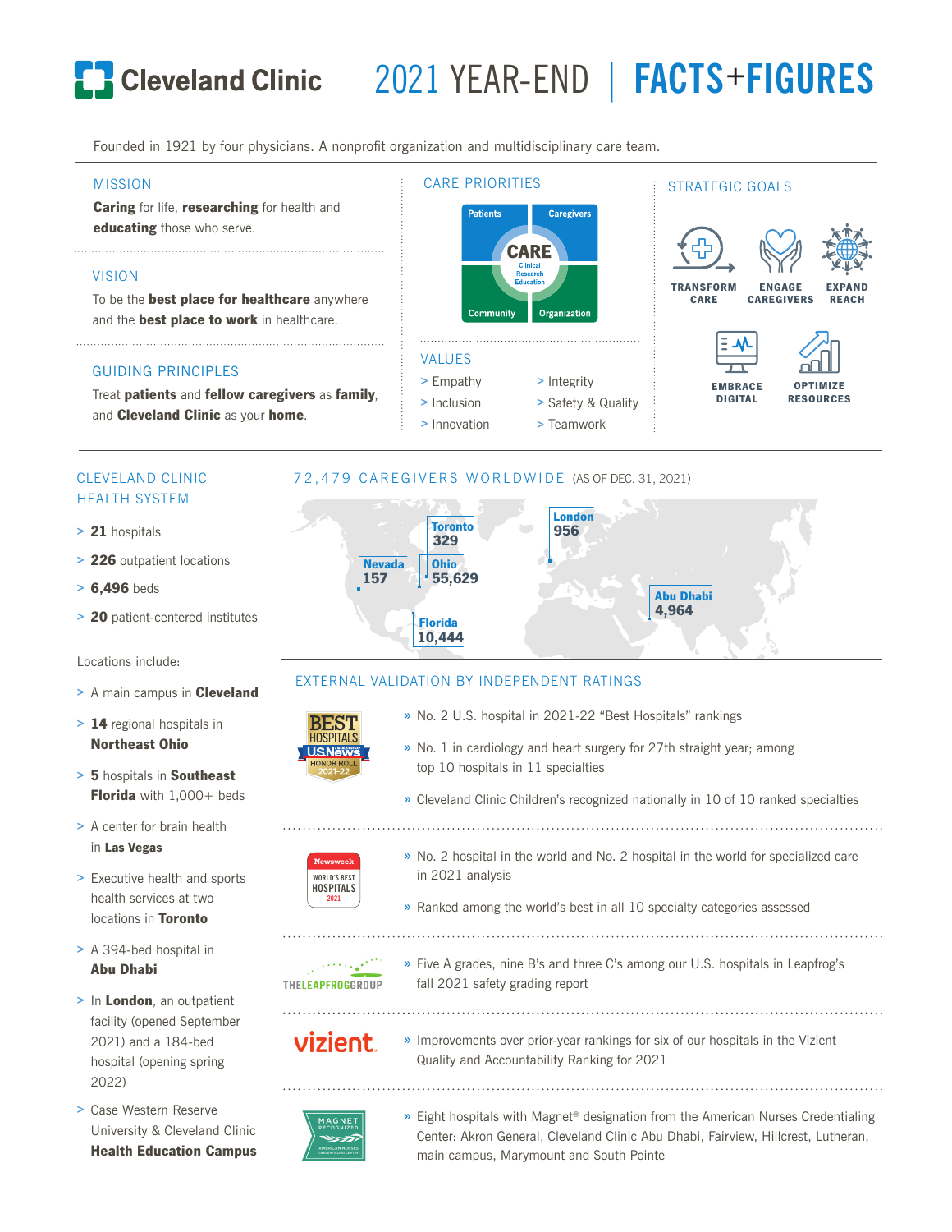# Cleveland Clinic 2021 YEAR-END | FACTS+FIGURES

Founded in 1921 by four physicians. A nonprofit organization and multidisciplinary care team.

## MISSION

**Caring** for life, **researching** for health and **educating** those who serve.

## VISION

To be the **best place for healthcare** anywhere and the **best place to work** in healthcare.

## GUIDING PRINCIPLES

Treat **patients** and **fellow caregivers** as **family**, and **Cleveland Clinic** as your **home**.

## CARE PRIORITIES

- Patients
- Caregivers
- Community
- Organization

CARE: Clinical, Research, Education

## VALUES

- Empathy
- Inclusion
- Innovation
- Integrity
- Safety & Quality
- Teamwork

## STRATEGIC GOALS

- TRANSFORM CARE
- ENGAGE CAREGIVERS
- EXPAND REACH
- EMBRACE DIGITAL
- OPTIMIZE RESOURCES

## CLEVELAND CLINIC HEALTH SYSTEM

- **21** hospitals
- **226** outpatient locations
- **6,496** beds
- **20** patient-centered institutes

Locations include:

- A main campus in **Cleveland**
- **14** regional hospitals in **Northeast Ohio**
- **5** hospitals in **Southeast Florida** with 1,000+ beds
- A center for brain health in **Las Vegas**
- Executive health and sports health services at two locations in **Toronto**
- A 394-bed hospital in **Abu Dhabi**
- In **London**, an outpatient facility (opened September 2021) and a 184-bed hospital (opening spring 2022)
- Case Western Reserve University & Cleveland Clinic **Health Education Campus**

## 72,479 CAREGIVERS WORLDWIDE (AS OF DEC. 31, 2021)

| Location | Caregivers |
|---|---|
| Toronto | 329 |
| London | 956 |
| Nevada | 157 |
| Ohio | 55,629 |
| Abu Dhabi | 4,964 |
| Florida | 10,444 |

## EXTERNAL VALIDATION BY INDEPENDENT RATINGS

**U.S. News Best Hospitals Honor Roll 2021-22**

- No. 2 U.S. hospital in 2021-22 "Best Hospitals" rankings
- No. 1 in cardiology and heart surgery for 27th straight year; among top 10 hospitals in 11 specialties
- Cleveland Clinic Children's recognized nationally in 10 of 10 ranked specialties

**Newsweek World's Best Hospitals 2021**

- No. 2 hospital in the world and No. 2 hospital in the world for specialized care in 2021 analysis
- Ranked among the world's best in all 10 specialty categories assessed

**The Leapfrog Group**

- Five A grades, nine B's and three C's among our U.S. hospitals in Leapfrog's fall 2021 safety grading report

**Vizient**

- Improvements over prior-year rankings for six of our hospitals in the Vizient Quality and Accountability Ranking for 2021

**Magnet Recognized – American Nurses Credentialing Center**

- Eight hospitals with Magnet® designation from the American Nurses Credentialing Center: Akron General, Cleveland Clinic Abu Dhabi, Fairview, Hillcrest, Lutheran, main campus, Marymount and South Pointe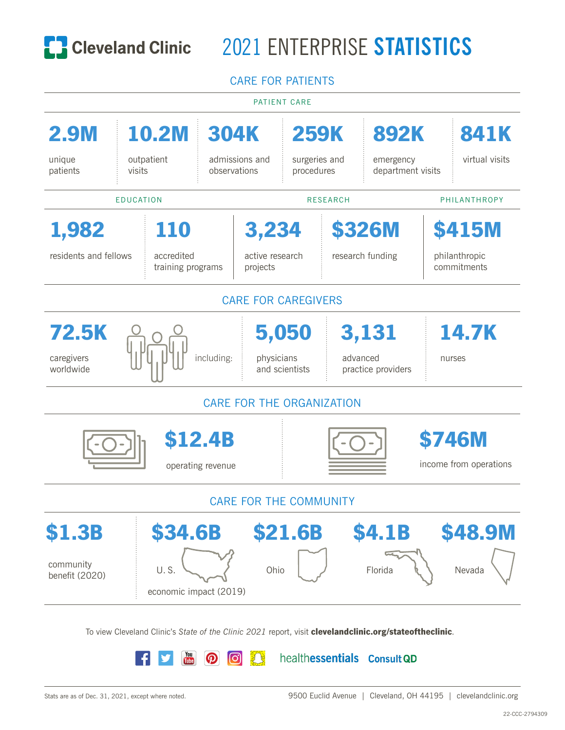# Cleveland Clinic 2021 ENTERPRISE STATISTICS

## CARE FOR PATIENTS

### PATIENT CARE

**2.9M**
unique patients

**10.2M**
outpatient visits

**304K**
admissions and observations

**259K**
surgeries and procedures

**892K**
emergency department visits

**841K**
virtual visits

### EDUCATION

**1,982**
residents and fellows

**110**
accredited training programs

### RESEARCH

**3,234**
active research projects

**$326M**
research funding

### PHILANTHROPY

**$415M**
philanthropic commitments

## CARE FOR CAREGIVERS

**72.5K**
caregivers worldwide

including:

**5,050**
physicians and scientists

**3,131**
advanced practice providers

**14.7K**
nurses

## CARE FOR THE ORGANIZATION

**$12.4B**
operating revenue

**$746M**
income from operations

## CARE FOR THE COMMUNITY

**$1.3B**
community benefit (2020)

**$34.6B**
U. S.

**$21.6B**
Ohio

**$4.1B**
Florida

**$48.9M**
Nevada

economic impact (2019)

To view Cleveland Clinic's *State of the Clinic 2021* report, visit **clevelandclinic.org/stateoftheclinic**.

health**essentials** Consult QD

Stats are as of Dec. 31, 2021, except where noted.

9500 Euclid Avenue | Cleveland, OH 44195 | clevelandclinic.org

22-CCC-2794309